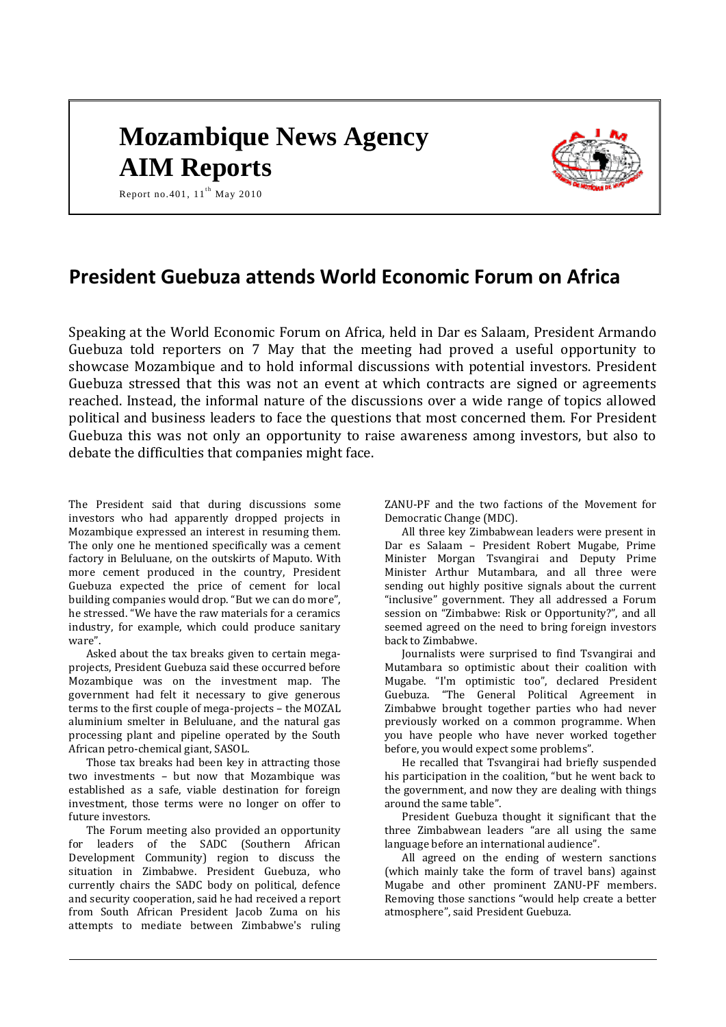# Mozambique News Agency
# AIM Reports

Report no.401, 11th May 2010

## President Guebuza attends World Economic Forum on Africa

Speaking at the World Economic Forum on Africa, held in Dar es Salaam, President Armando Guebuza told reporters on 7 May that the meeting had proved a useful opportunity to showcase Mozambique and to hold informal discussions with potential investors. President Guebuza stressed that this was not an event at which contracts are signed or agreements reached. Instead, the informal nature of the discussions over a wide range of topics allowed political and business leaders to face the questions that most concerned them. For President Guebuza this was not only an opportunity to raise awareness among investors, but also to debate the difficulties that companies might face.

The President said that during discussions some investors who had apparently dropped projects in Mozambique expressed an interest in resuming them. The only one he mentioned specifically was a cement factory in Beluluane, on the outskirts of Maputo. With more cement produced in the country, President Guebuza expected the price of cement for local building companies would drop. "But we can do more", he stressed. "We have the raw materials for a ceramics industry, for example, which could produce sanitary ware".

Asked about the tax breaks given to certain mega-projects, President Guebuza said these occurred before Mozambique was on the investment map. The government had felt it necessary to give generous terms to the first couple of mega-projects – the MOZAL aluminium smelter in Beluluane, and the natural gas processing plant and pipeline operated by the South African petro-chemical giant, SASOL.

Those tax breaks had been key in attracting those two investments – but now that Mozambique was established as a safe, viable destination for foreign investment, those terms were no longer on offer to future investors.

The Forum meeting also provided an opportunity for leaders of the SADC (Southern African Development Community) region to discuss the situation in Zimbabwe. President Guebuza, who currently chairs the SADC body on political, defence and security cooperation, said he had received a report from South African President Jacob Zuma on his attempts to mediate between Zimbabwe's ruling ZANU-PF and the two factions of the Movement for Democratic Change (MDC).

All three key Zimbabwean leaders were present in Dar es Salaam – President Robert Mugabe, Prime Minister Morgan Tsvangirai and Deputy Prime Minister Arthur Mutambara, and all three were sending out highly positive signals about the current "inclusive" government. They all addressed a Forum session on "Zimbabwe: Risk or Opportunity?", and all seemed agreed on the need to bring foreign investors back to Zimbabwe.

Journalists were surprised to find Tsvangirai and Mutambara so optimistic about their coalition with Mugabe. "I'm optimistic too", declared President Guebuza. "The General Political Agreement in Zimbabwe brought together parties who had never previously worked on a common programme. When you have people who have never worked together before, you would expect some problems".

He recalled that Tsvangirai had briefly suspended his participation in the coalition, "but he went back to the government, and now they are dealing with things around the same table".

President Guebuza thought it significant that the three Zimbabwean leaders "are all using the same language before an international audience".

All agreed on the ending of western sanctions (which mainly take the form of travel bans) against Mugabe and other prominent ZANU-PF members. Removing those sanctions "would help create a better atmosphere", said President Guebuza.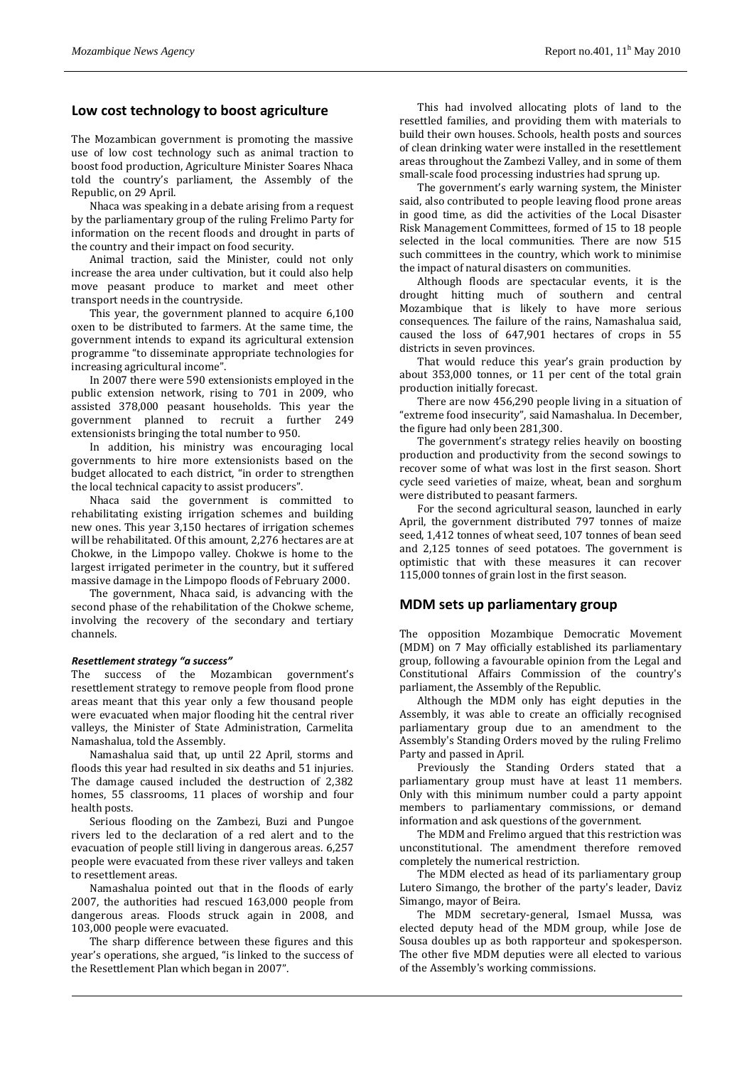## Low cost technology to boost agriculture

The Mozambican government is promoting the massive use of low cost technology such as animal traction to boost food production, Agriculture Minister Soares Nhaca told the country's parliament, the Assembly of the Republic, on 29 April.

Nhaca was speaking in a debate arising from a request by the parliamentary group of the ruling Frelimo Party for information on the recent floods and drought in parts of the country and their impact on food security.

Animal traction, said the Minister, could not only increase the area under cultivation, but it could also help move peasant produce to market and meet other transport needs in the countryside.

This year, the government planned to acquire 6,100 oxen to be distributed to farmers. At the same time, the government intends to expand its agricultural extension programme "to disseminate appropriate technologies for increasing agricultural income".

In 2007 there were 590 extensionists employed in the public extension network, rising to 701 in 2009, who assisted 378,000 peasant households. This year the government planned to recruit a further 249 extensionists bringing the total number to 950.

In addition, his ministry was encouraging local governments to hire more extensionists based on the budget allocated to each district, "in order to strengthen the local technical capacity to assist producers".

Nhaca said the government is committed to rehabilitating existing irrigation schemes and building new ones. This year 3,150 hectares of irrigation schemes will be rehabilitated. Of this amount, 2,276 hectares are at Chokwe, in the Limpopo valley. Chokwe is home to the largest irrigated perimeter in the country, but it suffered massive damage in the Limpopo floods of February 2000.

The government, Nhaca said, is advancing with the second phase of the rehabilitation of the Chokwe scheme, involving the recovery of the secondary and tertiary channels.

***Resettlement strategy "a success"***

The success of the Mozambican government's resettlement strategy to remove people from flood prone areas meant that this year only a few thousand people were evacuated when major flooding hit the central river valleys, the Minister of State Administration, Carmelita Namashalua, told the Assembly.

Namashalua said that, up until 22 April, storms and floods this year had resulted in six deaths and 51 injuries. The damage caused included the destruction of 2,382 homes, 55 classrooms, 11 places of worship and four health posts.

Serious flooding on the Zambezi, Buzi and Pungoe rivers led to the declaration of a red alert and to the evacuation of people still living in dangerous areas. 6,257 people were evacuated from these river valleys and taken to resettlement areas.

Namashalua pointed out that in the floods of early 2007, the authorities had rescued 163,000 people from dangerous areas. Floods struck again in 2008, and 103,000 people were evacuated.

The sharp difference between these figures and this year's operations, she argued, "is linked to the success of the Resettlement Plan which began in 2007".

This had involved allocating plots of land to the resettled families, and providing them with materials to build their own houses. Schools, health posts and sources of clean drinking water were installed in the resettlement areas throughout the Zambezi Valley, and in some of them small-scale food processing industries had sprung up.

The government's early warning system, the Minister said, also contributed to people leaving flood prone areas in good time, as did the activities of the Local Disaster Risk Management Committees, formed of 15 to 18 people selected in the local communities. There are now 515 such committees in the country, which work to minimise the impact of natural disasters on communities.

Although floods are spectacular events, it is the drought hitting much of southern and central Mozambique that is likely to have more serious consequences. The failure of the rains, Namashalua said, caused the loss of 647,901 hectares of crops in 55 districts in seven provinces.

That would reduce this year's grain production by about 353,000 tonnes, or 11 per cent of the total grain production initially forecast.

There are now 456,290 people living in a situation of "extreme food insecurity", said Namashalua. In December, the figure had only been 281,300.

The government's strategy relies heavily on boosting production and productivity from the second sowings to recover some of what was lost in the first season. Short cycle seed varieties of maize, wheat, bean and sorghum were distributed to peasant farmers.

For the second agricultural season, launched in early April, the government distributed 797 tonnes of maize seed, 1,412 tonnes of wheat seed, 107 tonnes of bean seed and 2,125 tonnes of seed potatoes. The government is optimistic that with these measures it can recover 115,000 tonnes of grain lost in the first season.

## MDM sets up parliamentary group

The opposition Mozambique Democratic Movement (MDM) on 7 May officially established its parliamentary group, following a favourable opinion from the Legal and Constitutional Affairs Commission of the country's parliament, the Assembly of the Republic.

Although the MDM only has eight deputies in the Assembly, it was able to create an officially recognised parliamentary group due to an amendment to the Assembly's Standing Orders moved by the ruling Frelimo Party and passed in April.

Previously the Standing Orders stated that a parliamentary group must have at least 11 members. Only with this minimum number could a party appoint members to parliamentary commissions, or demand information and ask questions of the government.

The MDM and Frelimo argued that this restriction was unconstitutional. The amendment therefore removed completely the numerical restriction.

The MDM elected as head of its parliamentary group Lutero Simango, the brother of the party's leader, Daviz Simango, mayor of Beira.

The MDM secretary-general, Ismael Mussa, was elected deputy head of the MDM group, while Jose de Sousa doubles up as both rapporteur and spokesperson. The other five MDM deputies were all elected to various of the Assembly's working commissions.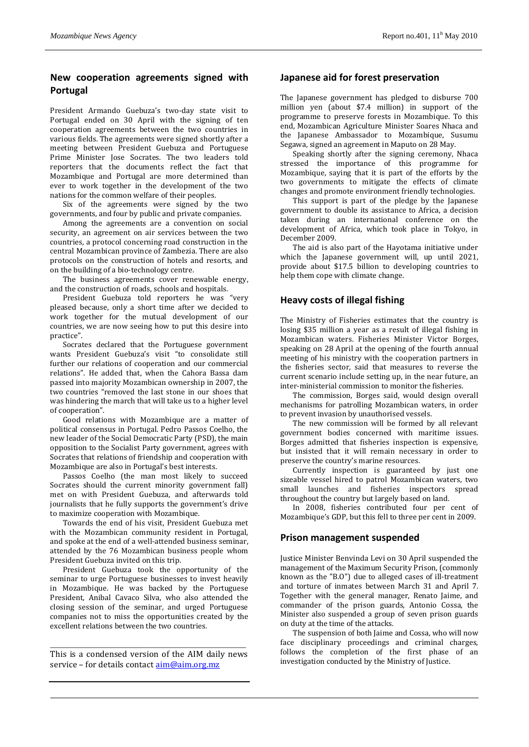## New cooperation agreements signed with Portugal

President Armando Guebuza's two-day state visit to Portugal ended on 30 April with the signing of ten cooperation agreements between the two countries in various fields. The agreements were signed shortly after a meeting between President Guebuza and Portuguese Prime Minister Jose Socrates. The two leaders told reporters that the documents reflect the fact that Mozambique and Portugal are more determined than ever to work together in the development of the two nations for the common welfare of their peoples.

Six of the agreements were signed by the two governments, and four by public and private companies.

Among the agreements are a convention on social security, an agreement on air services between the two countries, a protocol concerning road construction in the central Mozambican province of Zambezia. There are also protocols on the construction of hotels and resorts, and on the building of a bio-technology centre.

The business agreements cover renewable energy, and the construction of roads, schools and hospitals.

President Guebuza told reporters he was "very pleased because, only a short time after we decided to work together for the mutual development of our countries, we are now seeing how to put this desire into practice".

Socrates declared that the Portuguese government wants President Guebuza's visit "to consolidate still further our relations of cooperation and our commercial relations". He added that, when the Cahora Bassa dam passed into majority Mozambican ownership in 2007, the two countries "removed the last stone in our shoes that was hindering the march that will take us to a higher level of cooperation".

Good relations with Mozambique are a matter of political consensus in Portugal. Pedro Passos Coelho, the new leader of the Social Democratic Party (PSD), the main opposition to the Socialist Party government, agrees with Socrates that relations of friendship and cooperation with Mozambique are also in Portugal's best interests.

Passos Coelho (the man most likely to succeed Socrates should the current minority government fall) met on with President Guebuza, and afterwards told journalists that he fully supports the government's drive to maximize cooperation with Mozambique.

Towards the end of his visit, President Guebuza met with the Mozambican community resident in Portugal, and spoke at the end of a well-attended business seminar, attended by the 76 Mozambican business people whom President Guebuza invited on this trip.

President Guebuza took the opportunity of the seminar to urge Portuguese businesses to invest heavily in Mozambique. He was backed by the Portuguese President, Anibal Cavaco Silva, who also attended the closing session of the seminar, and urged Portuguese companies not to miss the opportunities created by the excellent relations between the two countries.

---

This is a condensed version of the AIM daily news service – for details contact aim@aim.org.mz

## Japanese aid for forest preservation

The Japanese government has pledged to disburse 700 million yen (about $7.4 million) in support of the programme to preserve forests in Mozambique. To this end, Mozambican Agriculture Minister Soares Nhaca and the Japanese Ambassador to Mozambique, Susumu Segawa, signed an agreement in Maputo on 28 May.

Speaking shortly after the signing ceremony, Nhaca stressed the importance of this programme for Mozambique, saying that it is part of the efforts by the two governments to mitigate the effects of climate changes and promote environment friendly technologies.

This support is part of the pledge by the Japanese government to double its assistance to Africa, a decision taken during an international conference on the development of Africa, which took place in Tokyo, in December 2009.

The aid is also part of the Hayotama initiative under which the Japanese government will, up until 2021, provide about $17.5 billion to developing countries to help them cope with climate change.

## Heavy costs of illegal fishing

The Ministry of Fisheries estimates that the country is losing $35 million a year as a result of illegal fishing in Mozambican waters. Fisheries Minister Victor Borges, speaking on 28 April at the opening of the fourth annual meeting of his ministry with the cooperation partners in the fisheries sector, said that measures to reverse the current scenario include setting up, in the near future, an inter-ministerial commission to monitor the fisheries.

The commission, Borges said, would design overall mechanisms for patrolling Mozambican waters, in order to prevent invasion by unauthorised vessels.

The new commission will be formed by all relevant government bodies concerned with maritime issues. Borges admitted that fisheries inspection is expensive, but insisted that it will remain necessary in order to preserve the country's marine resources.

Currently inspection is guaranteed by just one sizeable vessel hired to patrol Mozambican waters, two small launches and fisheries inspectors spread throughout the country but largely based on land.

In 2008, fisheries contributed four per cent of Mozambique's GDP, but this fell to three per cent in 2009.

## Prison management suspended

Justice Minister Benvinda Levi on 30 April suspended the management of the Maximum Security Prison, (commonly known as the "B.O") due to alleged cases of ill-treatment and torture of inmates between March 31 and April 7. Together with the general manager, Renato Jaime, and commander of the prison guards, Antonio Cossa, the Minister also suspended a group of seven prison guards on duty at the time of the attacks.

The suspension of both Jaime and Cossa, who will now face disciplinary proceedings and criminal charges, follows the completion of the first phase of an investigation conducted by the Ministry of Justice.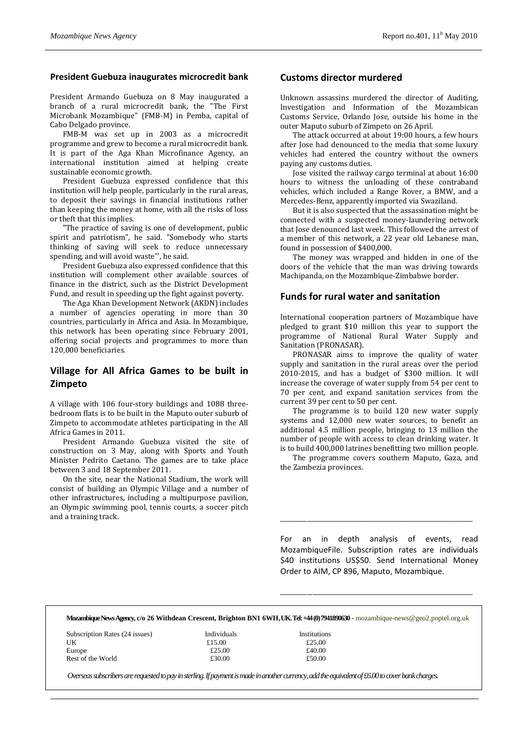## President Guebuza inaugurates microcredit bank

President Armando Guebuza on 8 May inaugurated a branch of a rural microcredit bank, the "The First Microbank Mozambique" (FMB-M) in Pemba, capital of Cabo Delgado province.

FMB-M was set up in 2003 as a microcredit programme and grew to become a rural microcredit bank. It is part of the Aga Khan Microfinance Agency, an international institution aimed at helping create sustainable economic growth.

President Guebuza expressed confidence that this institution will help people, particularly in the rural areas, to deposit their savings in financial institutions rather than keeping the money at home, with all the risks of loss or theft that this implies.

"The practice of saving is one of development, public spirit and patriotism", he said. "Somebody who starts thinking of saving will seek to reduce unnecessary spending, and will avoid waste"', he said.

President Guebuza also expressed confidence that this institution will complement other available sources of finance in the district, such as the District Development Fund, and result in speeding up the fight against poverty.

The Aga Khan Development Network (AKDN) includes a number of agencies operating in more than 30 countries, particularly in Africa and Asia. In Mozambique, this network has been operating since February 2001, offering social projects and programmes to more than 120,000 beneficiaries.

## Village for All Africa Games to be built in Zimpeto

A village with 106 four-story buildings and 1088 three-bedroom flats is to be built in the Maputo outer suburb of Zimpeto to accommodate athletes participating in the All Africa Games in 2011.

President Armando Guebuza visited the site of construction on 3 May, along with Sports and Youth Minister Pedrito Caetano. The games are to take place between 3 and 18 September 2011.

On the site, near the National Stadium, the work will consist of building an Olympic Village and a number of other infrastructures, including a multipurpose pavilion, an Olympic swimming pool, tennis courts, a soccer pitch and a training track.

## Customs director murdered

Unknown assassins murdered the director of Auditing, Investigation and Information of the Mozambican Customs Service, Orlando Jose, outside his home in the outer Maputo suburb of Zimpeto on 26 April.

The attack occurred at about 19:00 hours, a few hours after Jose had denounced to the media that some luxury vehicles had entered the country without the owners paying any customs duties.

Jose visited the railway cargo terminal at about 16:00 hours to witness the unloading of these contraband vehicles, which included a Range Rover, a BMW, and a Mercedes-Benz, apparently imported via Swaziland.

But it is also suspected that the assassination might be connected with a suspected money-laundering network that Jose denounced last week. This followed the arrest of a member of this network, a 22 year old Lebanese man, found in possession of $400,000.

The money was wrapped and hidden in one of the doors of the vehicle that the man was driving towards Machipanda, on the Mozambique-Zimbabwe border.

## Funds for rural water and sanitation

International cooperation partners of Mozambique have pledged to grant $10 million this year to support the programme of National Rural Water Supply and Sanitation (PRONASAR).

PRONASAR aims to improve the quality of water supply and sanitation in the rural areas over the period 2010-2015, and has a budget of $300 million. It will increase the coverage of water supply from 54 per cent to 70 per cent, and expand sanitation services from the current 39 per cent to 50 per cent.

The programme is to build 120 new water supply systems and 12,000 new water sources, to benefit an additional 4.5 million people, bringing to 13 million the number of people with access to clean drinking water. It is to build 400,000 latrines benefitting two million people.

The programme covers southern Maputo, Gaza, and the Zambezia provinces.

---

For an in depth analysis of events, read MozambiqueFile. Subscription rates are individuals $40 institutions US$50. Send International Money Order to AIM, CP 896, Maputo, Mozambique.

---

**Mozambique News Agency, c/o 26 Withdean Crescent, Brighton BN1 6WH, UK. Tel: +44 (0) 7941890630 -** mozambique-news@geo2.poptel.org.uk

| Subscription Rates (24 issues) | Individuals | Institutions |
|---|---|---|
| UK | £15.00 | £25.00 |
| Europe | £25.00 | £40.00 |
| Rest of the World | £30.00 | £50.00 |

*Overseas subscribers are requested to pay in sterling. If payment is made in another currency, add the equivalent of £6.00 to cover bank charges.*